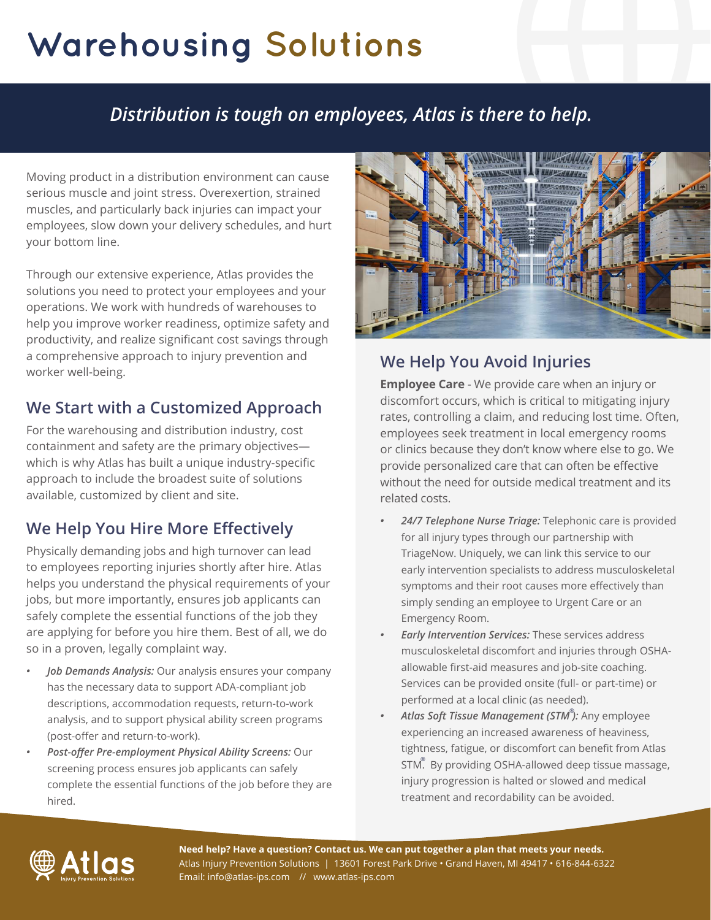# Warehousing Solutions

*Distribution is tough on employees, Atlas is there to help.*

Moving product in a distribution environment can cause serious muscle and joint stress. Overexertion, strained muscles, and particularly back injuries can impact your employees, slow down your delivery schedules, and hurt your bottom line.

Through our extensive experience, Atlas provides the solutions you need to protect your employees and your operations. We work with hundreds of warehouses to help you improve worker readiness, optimize safety and productivity, and realize significant cost savings through a comprehensive approach to injury prevention and worker well-being.

## We Start with a Customized Approach

For the warehousing and distribution industry, cost containment and safety are the primary objectives—which is why Atlas has built a unique industry-specific approach to include the broadest suite of solutions available, customized by client and site.

## We Help You Hire More Effectively

Physically demanding jobs and high turnover can lead to employees reporting injuries shortly after hire. Atlas helps you understand the physical requirements of your jobs, but more importantly, ensures job applicants can safely complete the essential functions of the job they are applying for before you hire them. Best of all, we do so in a proven, legally complaint way.

- ***Job Demands Analysis:*** Our analysis ensures your company has the necessary data to support ADA-compliant job descriptions, accommodation requests, return-to-work analysis, and to support physical ability screen programs (post-offer and return-to-work).
- ***Post-offer Pre-employment Physical Ability Screens:*** Our screening process ensures job applicants can safely complete the essential functions of the job before they are hired.

## We Help You Avoid Injuries

**Employee Care** - We provide care when an injury or discomfort occurs, which is critical to mitigating injury rates, controlling a claim, and reducing lost time. Often, employees seek treatment in local emergency rooms or clinics because they don't know where else to go. We provide personalized care that can often be effective without the need for outside medical treatment and its related costs.

- ***24/7 Telephone Nurse Triage:*** Telephonic care is provided for all injury types through our partnership with TriageNow. Uniquely, we can link this service to our early intervention specialists to address musculoskeletal symptoms and their root causes more effectively than simply sending an employee to Urgent Care or an Emergency Room.
- ***Early Intervention Services:*** These services address musculoskeletal discomfort and injuries through OSHA-allowable first-aid measures and job-site coaching. Services can be provided onsite (full- or part-time) or performed at a local clinic (as needed).
- ***Atlas Soft Tissue Management (STM®):*** Any employee experiencing an increased awareness of heaviness, tightness, fatigue, or discomfort can benefit from Atlas STM®. By providing OSHA-allowed deep tissue massage, injury progression is halted or slowed and medical treatment and recordability can be avoided.

**Need help? Have a question? Contact us. We can put together a plan that meets your needs.**
Atlas Injury Prevention Solutions | 13601 Forest Park Drive • Grand Haven, MI 49417 • 616-844-6322
Email: info@atlas-ips.com // www.atlas-ips.com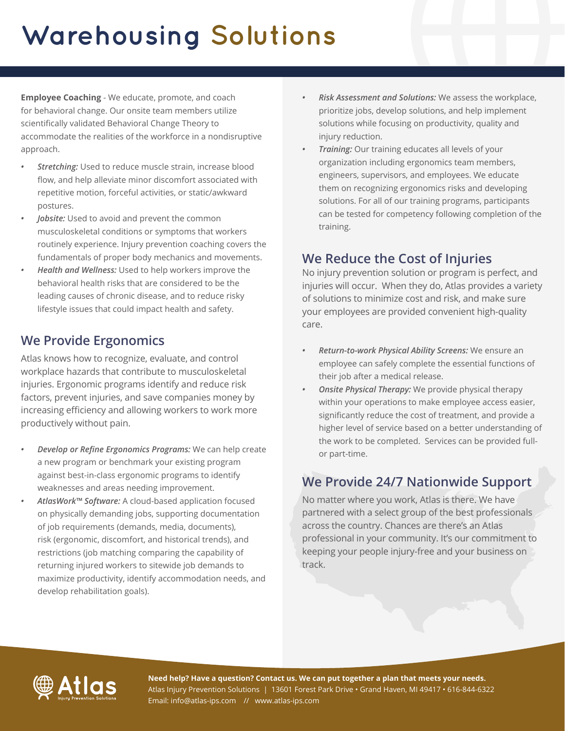# Warehousing Solutions

**Employee Coaching** - We educate, promote, and coach for behavioral change. Our onsite team members utilize scientifically validated Behavioral Change Theory to accommodate the realities of the workforce in a nondisruptive approach.

- ***Stretching:*** Used to reduce muscle strain, increase blood flow, and help alleviate minor discomfort associated with repetitive motion, forceful activities, or static/awkward postures.
- ***Jobsite:*** Used to avoid and prevent the common musculoskeletal conditions or symptoms that workers routinely experience. Injury prevention coaching covers the fundamentals of proper body mechanics and movements.
- ***Health and Wellness:*** Used to help workers improve the behavioral health risks that are considered to be the leading causes of chronic disease, and to reduce risky lifestyle issues that could impact health and safety.

## We Provide Ergonomics

Atlas knows how to recognize, evaluate, and control workplace hazards that contribute to musculoskeletal injuries. Ergonomic programs identify and reduce risk factors, prevent injuries, and save companies money by increasing efficiency and allowing workers to work more productively without pain.

- ***Develop or Refine Ergonomics Programs:*** We can help create a new program or benchmark your existing program against best-in-class ergonomic programs to identify weaknesses and areas needing improvement.
- ***AtlasWork™ Software:*** A cloud-based application focused on physically demanding jobs, supporting documentation of job requirements (demands, media, documents), risk (ergonomic, discomfort, and historical trends), and restrictions (job matching comparing the capability of returning injured workers to sitewide job demands to maximize productivity, identify accommodation needs, and develop rehabilitation goals).
- ***Risk Assessment and Solutions:*** We assess the workplace, prioritize jobs, develop solutions, and help implement solutions while focusing on productivity, quality and injury reduction.
- ***Training:*** Our training educates all levels of your organization including ergonomics team members, engineers, supervisors, and employees. We educate them on recognizing ergonomics risks and developing solutions. For all of our training programs, participants can be tested for competency following completion of the training.

## We Reduce the Cost of Injuries

No injury prevention solution or program is perfect, and injuries will occur. When they do, Atlas provides a variety of solutions to minimize cost and risk, and make sure your employees are provided convenient high-quality care.

- ***Return-to-work Physical Ability Screens:*** We ensure an employee can safely complete the essential functions of their job after a medical release.
- ***Onsite Physical Therapy:*** We provide physical therapy within your operations to make employee access easier, significantly reduce the cost of treatment, and provide a higher level of service based on a better understanding of the work to be completed. Services can be provided full- or part-time.

## We Provide 24/7 Nationwide Support

No matter where you work, Atlas is there. We have partnered with a select group of the best professionals across the country. Chances are there's an Atlas professional in your community. It's our commitment to keeping your people injury-free and your business on track.

Atlas
Injury Prevention Solutions

**Need help? Have a question? Contact us. We can put together a plan that meets your needs.**
Atlas Injury Prevention Solutions | 13601 Forest Park Drive • Grand Haven, MI 49417 • 616-844-6322
Email: info@atlas-ips.com // www.atlas-ips.com